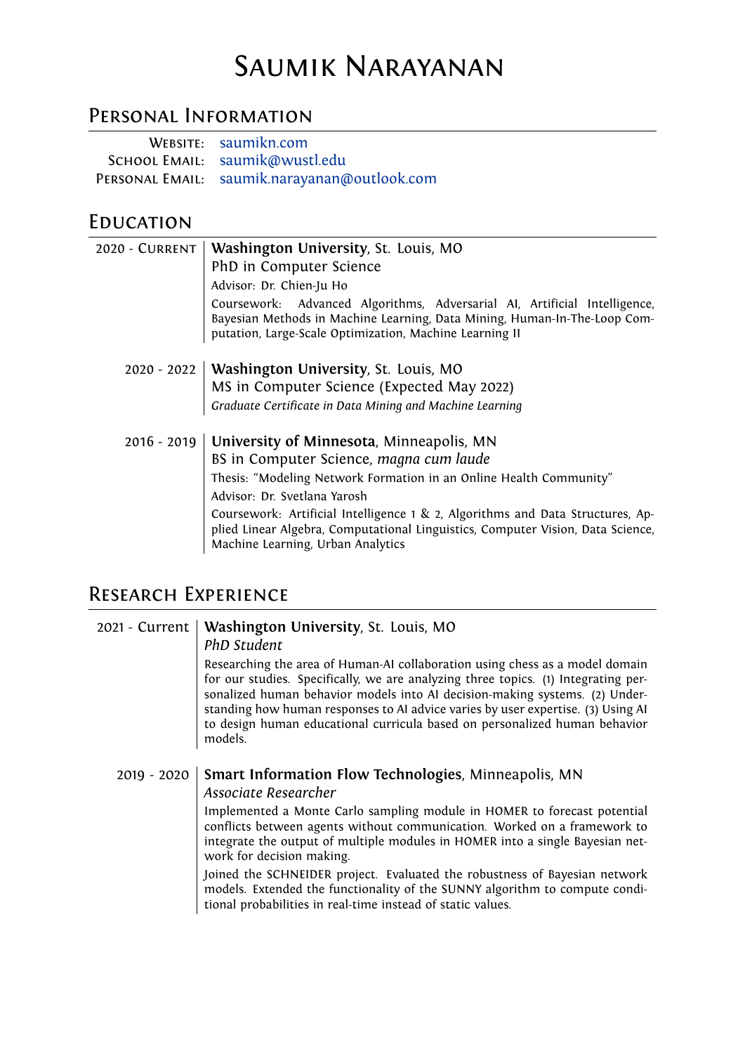# Saumik Narayanan

## Personal Information

**Website:** saumikn.com
**School Email:** saumik@wustl.edu
**Personal Email:** saumik.narayanan@outlook.com

## Education

**2020 - Current**
**Washington University**, St. Louis, MO
PhD in Computer Science
Advisor: Dr. Chien-Ju Ho
Coursework: Advanced Algorithms, Adversarial AI, Artificial Intelligence, Bayesian Methods in Machine Learning, Data Mining, Human-In-The-Loop Computation, Large-Scale Optimization, Machine Learning II

**2020 - 2022**
**Washington University**, St. Louis, MO
MS in Computer Science (Expected May 2022)
*Graduate Certificate in Data Mining and Machine Learning*

**2016 - 2019**
**University of Minnesota**, Minneapolis, MN
BS in Computer Science, *magna cum laude*
Thesis: "Modeling Network Formation in an Online Health Community"
Advisor: Dr. Svetlana Yarosh
Coursework: Artificial Intelligence 1 & 2, Algorithms and Data Structures, Applied Linear Algebra, Computational Linguistics, Computer Vision, Data Science, Machine Learning, Urban Analytics

## Research Experience

**2021 - Current**
**Washington University**, St. Louis, MO
*PhD Student*
Researching the area of Human-AI collaboration using chess as a model domain for our studies. Specifically, we are analyzing three topics. (1) Integrating personalized human behavior models into AI decision-making systems. (2) Understanding how human responses to AI advice varies by user expertise. (3) Using AI to design human educational curricula based on personalized human behavior models.

**2019 - 2020**
**Smart Information Flow Technologies**, Minneapolis, MN
*Associate Researcher*
Implemented a Monte Carlo sampling module in HOMER to forecast potential conflicts between agents without communication. Worked on a framework to integrate the output of multiple modules in HOMER into a single Bayesian network for decision making.

Joined the SCHNEIDER project. Evaluated the robustness of Bayesian network models. Extended the functionality of the SUNNY algorithm to compute conditional probabilities in real-time instead of static values.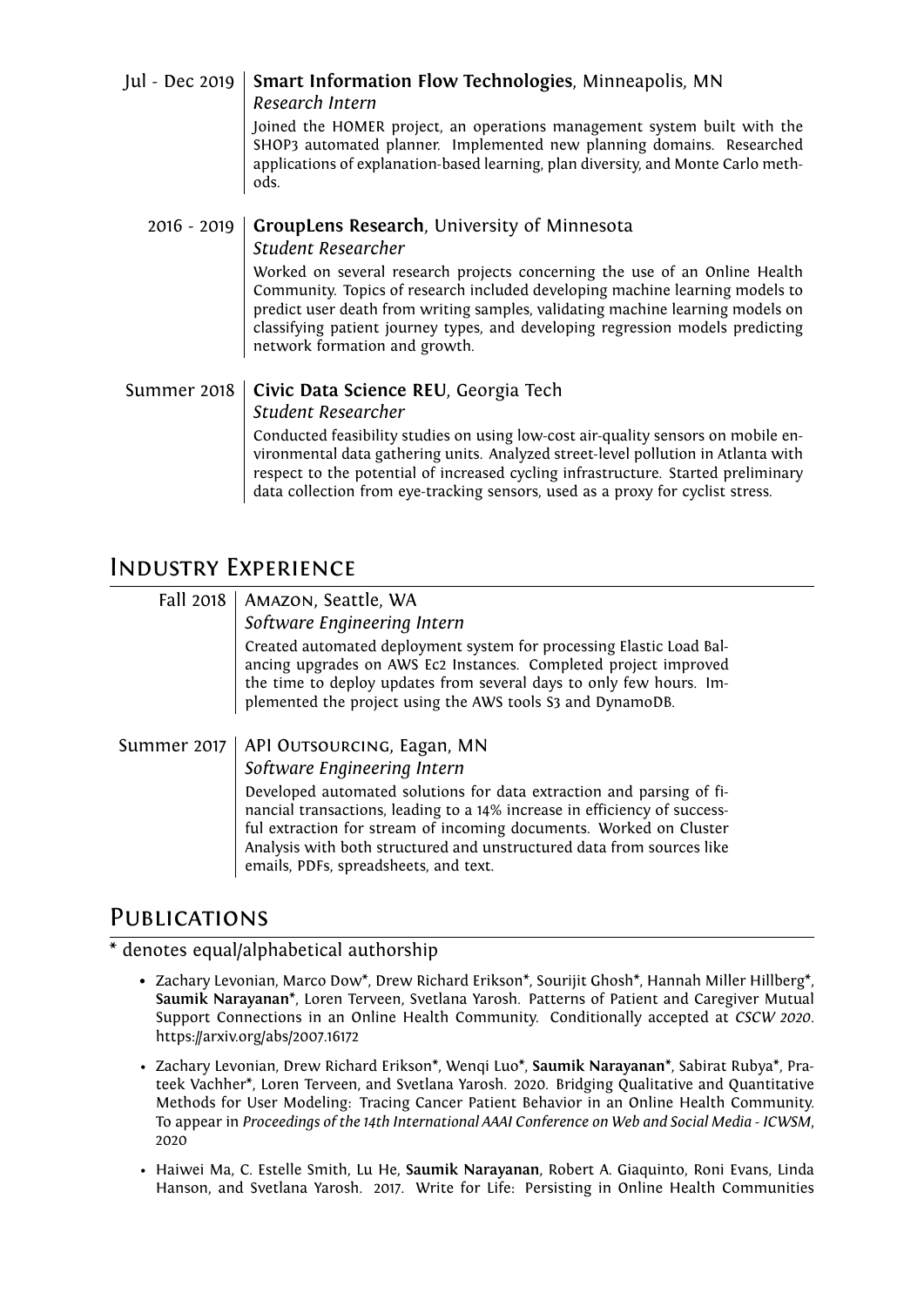**Jul - Dec 2019** | **Smart Information Flow Technologies**, Minneapolis, MN
*Research Intern*
Joined the HOMER project, an operations management system built with the SHOP3 automated planner. Implemented new planning domains. Researched applications of explanation-based learning, plan diversity, and Monte Carlo methods.

**2016 - 2019** | **GroupLens Research**, University of Minnesota
*Student Researcher*
Worked on several research projects concerning the use of an Online Health Community. Topics of research included developing machine learning models to predict user death from writing samples, validating machine learning models on classifying patient journey types, and developing regression models predicting network formation and growth.

**Summer 2018** | **Civic Data Science REU**, Georgia Tech
*Student Researcher*
Conducted feasibility studies on using low-cost air-quality sensors on mobile environmental data gathering units. Analyzed street-level pollution in Atlanta with respect to the potential of increased cycling infrastructure. Started preliminary data collection from eye-tracking sensors, used as a proxy for cyclist stress.

## Industry Experience

**Fall 2018** | Amazon, Seattle, WA
*Software Engineering Intern*
Created automated deployment system for processing Elastic Load Balancing upgrades on AWS Ec2 Instances. Completed project improved the time to deploy updates from several days to only few hours. Implemented the project using the AWS tools S3 and DynamoDB.

**Summer 2017** | API Outsourcing, Eagan, MN
*Software Engineering Intern*
Developed automated solutions for data extraction and parsing of financial transactions, leading to a 14% increase in efficiency of successful extraction for stream of incoming documents. Worked on Cluster Analysis with both structured and unstructured data from sources like emails, PDFs, spreadsheets, and text.

## Publications

\* denotes equal/alphabetical authorship

- Zachary Levonian, Marco Dow*, Drew Richard Erikson*, Sourijit Ghosh*, Hannah Miller Hillberg*, **Saumik Narayanan***, Loren Terveen, Svetlana Yarosh. Patterns of Patient and Caregiver Mutual Support Connections in an Online Health Community. Conditionally accepted at *CSCW 2020*. https://arxiv.org/abs/2007.16172
- Zachary Levonian, Drew Richard Erikson*, Wenqi Luo*, **Saumik Narayanan***, Sabirat Rubya*, Prateek Vachher*, Loren Terveen, and Svetlana Yarosh. 2020. Bridging Qualitative and Quantitative Methods for User Modeling: Tracing Cancer Patient Behavior in an Online Health Community. To appear in *Proceedings of the 14th International AAAI Conference on Web and Social Media - ICWSM*, 2020
- Haiwei Ma, C. Estelle Smith, Lu He, **Saumik Narayanan**, Robert A. Giaquinto, Roni Evans, Linda Hanson, and Svetlana Yarosh. 2017. Write for Life: Persisting in Online Health Communities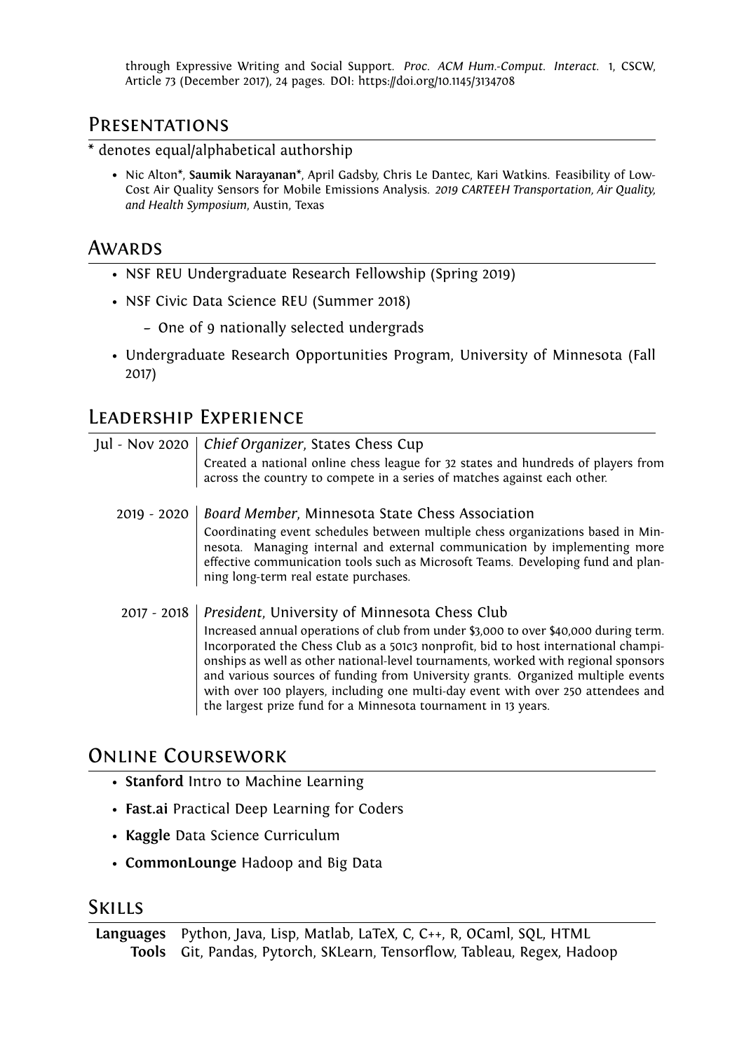through Expressive Writing and Social Support. *Proc. ACM Hum.-Comput. Interact.* 1, CSCW, Article 73 (December 2017), 24 pages. DOI: https://doi.org/10.1145/3134708

## Presentations

* denotes equal/alphabetical authorship

- Nic Alton*, **Saumik Narayanan***, April Gadsby, Chris Le Dantec, Kari Watkins. Feasibility of Low-Cost Air Quality Sensors for Mobile Emissions Analysis. *2019 CARTEEH Transportation, Air Quality, and Health Symposium*, Austin, Texas

## Awards

- NSF REU Undergraduate Research Fellowship (Spring 2019)
- NSF Civic Data Science REU (Summer 2018)
  - One of 9 nationally selected undergrads
- Undergraduate Research Opportunities Program, University of Minnesota (Fall 2017)

## Leadership Experience

**Jul - Nov 2020** | *Chief Organizer*, States Chess Cup

Created a national online chess league for 32 states and hundreds of players from across the country to compete in a series of matches against each other.

**2019 - 2020** | *Board Member*, Minnesota State Chess Association

Coordinating event schedules between multiple chess organizations based in Minnesota. Managing internal and external communication by implementing more effective communication tools such as Microsoft Teams. Developing fund and planning long-term real estate purchases.

**2017 - 2018** | *President*, University of Minnesota Chess Club

Increased annual operations of club from under $3,000 to over $40,000 during term. Incorporated the Chess Club as a 501c3 nonprofit, bid to host international championships as well as other national-level tournaments, worked with regional sponsors and various sources of funding from University grants. Organized multiple events with over 100 players, including one multi-day event with over 250 attendees and the largest prize fund for a Minnesota tournament in 13 years.

## Online Coursework

- **Stanford** Intro to Machine Learning
- **Fast.ai** Practical Deep Learning for Coders
- **Kaggle** Data Science Curriculum
- **CommonLounge** Hadoop and Big Data

## Skills

**Languages** Python, Java, Lisp, Matlab, LaTeX, C, C++, R, OCaml, SQL, HTML

**Tools** Git, Pandas, Pytorch, SKLearn, Tensorflow, Tableau, Regex, Hadoop